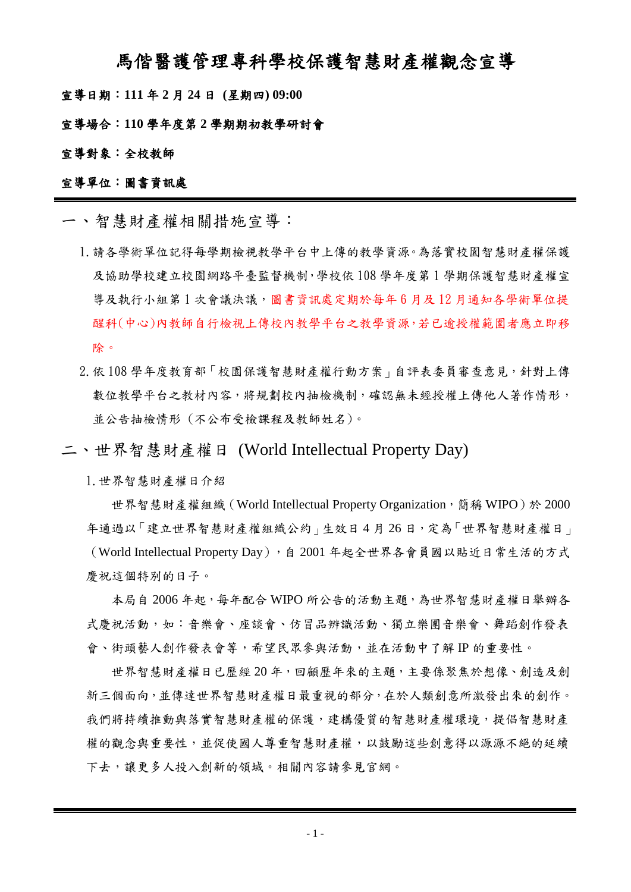# 馬偕醫護管理專科學校保護智慧財產權觀念宣導

**宣導日期：111 年 2 月 24 日 (星期四) 09:00**

**宣導場合：110 學年度第 2 學期期初教學研討會**

**宣導對象：全校教師**

**宣導單位：圖書資訊處**

## 一、智慧財產權相關措施宣導：

1. 請各學術單位記得每學期檢視教學平台中上傳的教學資源。為落實校園智慧財產權保護及協助學校建立校園網路平臺監督機制，學校依 108 學年度第 1 學期保護智慧財產權宣導及執行小組第 1 次會議決議，圖書資訊處定期於每年 6 月及 12 月通知各學術單位提醒科(中心)內教師自行檢視上傳校內教學平台之教學資源，若已逾授權範圍者應立即移除。
2. 依 108 學年度教育部「校園保護智慧財產權行動方案」自評表委員審查意見，針對上傳數位教學平台之教材內容，將規劃校內抽檢機制，確認無未經授權上傳他人著作情形，並公告抽檢情形（不公布受檢課程及教師姓名）。

## 二、世界智慧財產權日 (World Intellectual Property Day)

1. 世界智慧財產權日介紹

世界智慧財產權組織（World Intellectual Property Organization，簡稱 WIPO）於 2000 年通過以「建立世界智慧財產權組織公約」生效日 4 月 26 日，定為「世界智慧財產權日」（World Intellectual Property Day），自 2001 年起全世界各會員國以貼近日常生活的方式慶祝這個特別的日子。

本局自 2006 年起，每年配合 WIPO 所公告的活動主題，為世界智慧財產權日舉辦各式慶祝活動，如：音樂會、座談會、仿冒品辨識活動、獨立樂團音樂會、舞蹈創作發表會、街頭藝人創作發表會等，希望民眾參與活動，並在活動中了解 IP 的重要性。

世界智慧財產權日已歷經 20 年，回顧歷年來的主題，主要係聚焦於想像、創造及創新三個面向，並傳達世界智慧財產權日最重視的部分，在於人類創意所激發出來的創作。我們將持續推動與落實智慧財產權的保護，建構優質的智慧財產權環境，提倡智慧財產權的觀念與重要性，並促使國人尊重智慧財產權，以鼓勵這些創意得以源源不絕的延續下去，讓更多人投入創新的領域。相關內容請參見官網。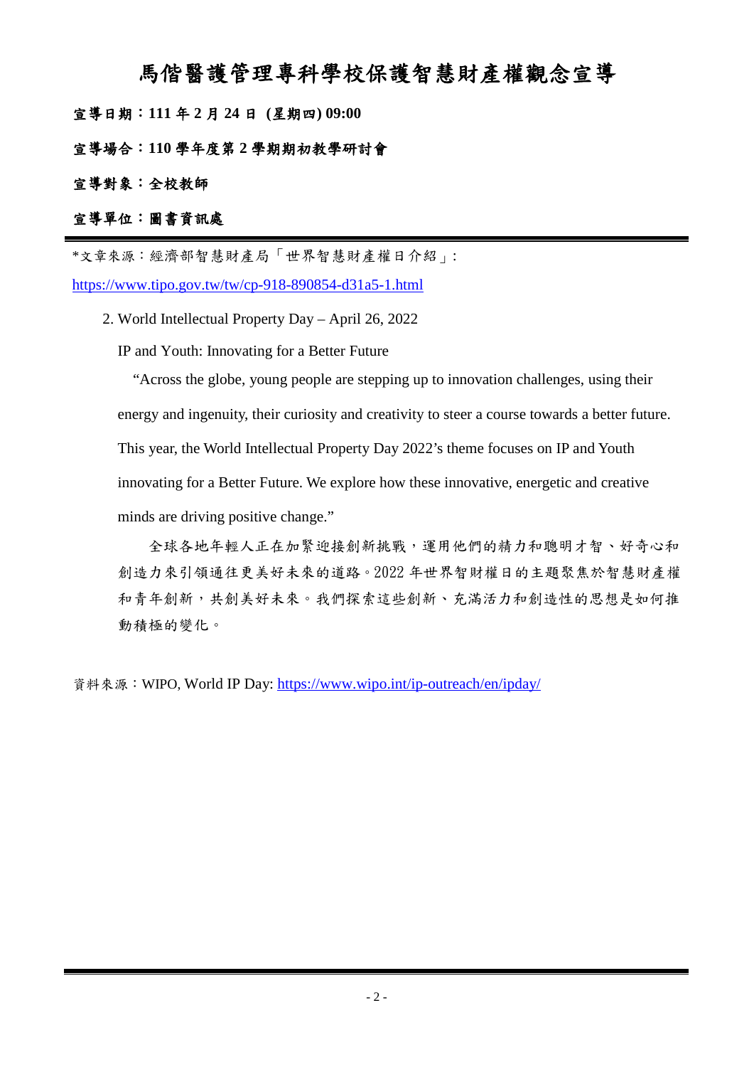# 馬偕醫護管理專科學校保護智慧財產權觀念宣導

**宣導日期：111 年 2 月 24 日 (星期四) 09:00**

**宣導場合：110 學年度第 2 學期期初教學研討會**

**宣導對象：全校教師**

**宣導單位：圖書資訊處**

---

*文章來源：經濟部智慧財產局「世界智慧財產權日介紹」：

https://www.tipo.gov.tw/tw/cp-918-890854-d31a5-1.html

2. World Intellectual Property Day – April 26, 2022

IP and Youth: Innovating for a Better Future

"Across the globe, young people are stepping up to innovation challenges, using their energy and ingenuity, their curiosity and creativity to steer a course towards a better future. This year, the World Intellectual Property Day 2022's theme focuses on IP and Youth innovating for a Better Future. We explore how these innovative, energetic and creative minds are driving positive change."

全球各地年輕人正在加緊迎接創新挑戰，運用他們的精力和聰明才智、好奇心和創造力來引領通往更美好未來的道路。2022 年世界智財權日的主題聚焦於智慧財產權和青年創新，共創美好未來。我們探索這些創新、充滿活力和創造性的思想是如何推動積極的變化。

資料來源：WIPO, World IP Day: https://www.wipo.int/ip-outreach/en/ipday/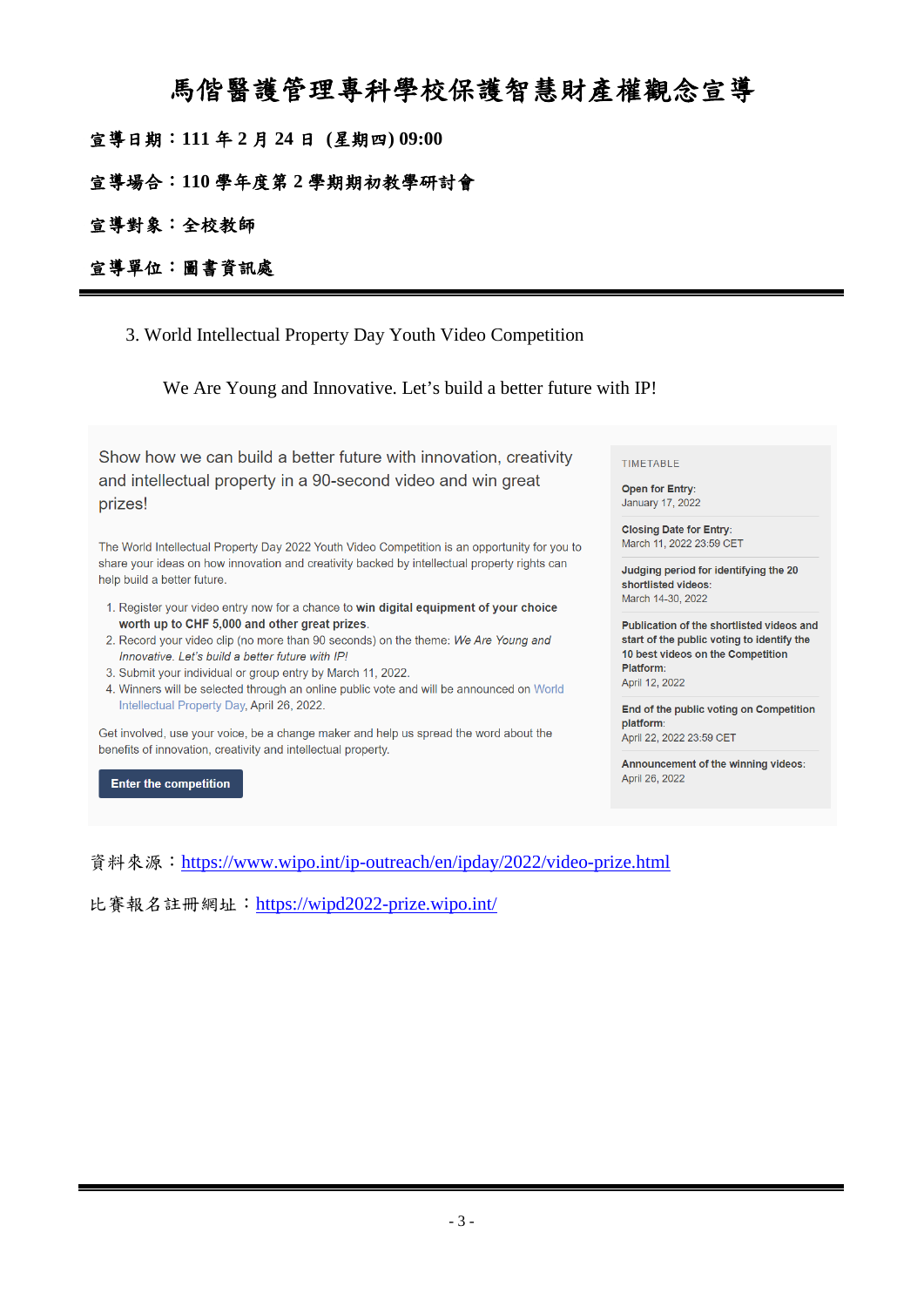# 馬偕醫護管理專科學校保護智慧財產權觀念宣導

**宣導日期：111 年 2 月 24 日 (星期四) 09:00**

**宣導場合：110 學年度第 2 學期期初教學研討會**

**宣導對象：全校教師**

**宣導單位：圖書資訊處**

3. World Intellectual Property Day Youth Video Competition

We Are Young and Innovative. Let's build a better future with IP!

Show how we can build a better future with innovation, creativity and intellectual property in a 90-second video and win great prizes!

The World Intellectual Property Day 2022 Youth Video Competition is an opportunity for you to share your ideas on how innovation and creativity backed by intellectual property rights can help build a better future.

1. Register your video entry now for a chance to **win digital equipment of your choice worth up to CHF 5,000 and other great prizes**.
2. Record your video clip (no more than 90 seconds) on the theme: *We Are Young and Innovative. Let's build a better future with IP!*
3. Submit your individual or group entry by March 11, 2022.
4. Winners will be selected through an online public vote and will be announced on World Intellectual Property Day, April 26, 2022.

Get involved, use your voice, be a change maker and help us spread the word about the benefits of innovation, creativity and intellectual property.

**Enter the competition**

TIMETABLE

**Open for Entry:**
January 17, 2022

**Closing Date for Entry:**
March 11, 2022 23:59 CET

**Judging period for identifying the 20 shortlisted videos:**
March 14-30, 2022

**Publication of the shortlisted videos and start of the public voting to identify the 10 best videos on the Competition Platform:**
April 12, 2022

**End of the public voting on Competition platform:**
April 22, 2022 23:59 CET

**Announcement of the winning videos:**
April 26, 2022

資料來源：https://www.wipo.int/ip-outreach/en/ipday/2022/video-prize.html

比賽報名註冊網址：https://wipd2022-prize.wipo.int/